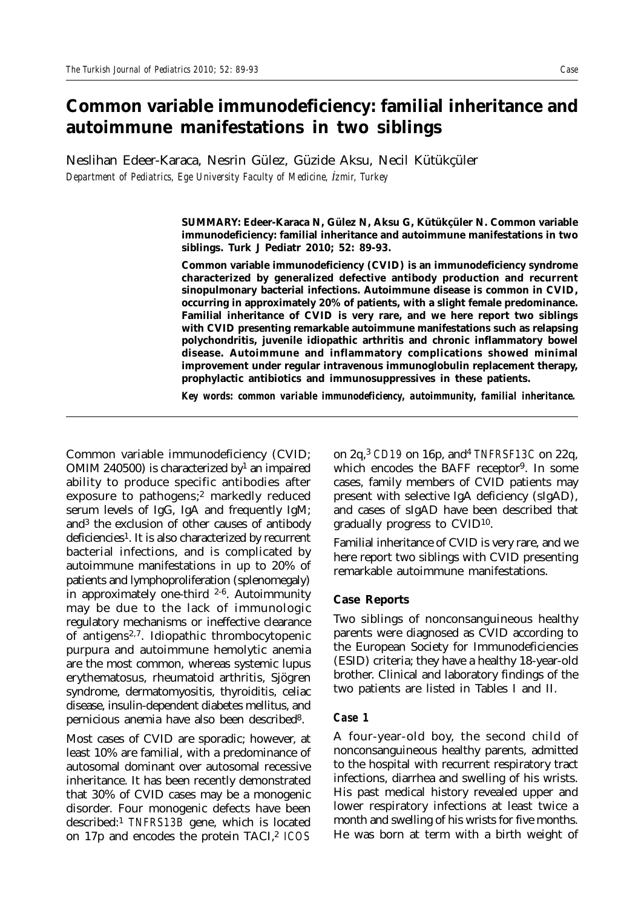# Common variable immunodeficiency: familial inheritance and autoimmune manifestations in two siblings

Neslihan Edeer-Karaca, Nesrin Gülez, Güzide Aksu, Necil Kütükçüler

*Department of Pediatrics, Ege University Faculty of Medicine, İzmir, Turkey*

**SUMMARY: Edeer-Karaca N, Gülez N, Aksu G, Kütükçüler N. Common variable immunodeficiency: familial inheritance and autoimmune manifestations in two siblings. Turk J Pediatr 2010; 52: 89-93.**

**Common variable immunodeficiency (CVID) is an immunodeficiency syndrome characterized by generalized defective antibody production and recurrent sinopulmonary bacterial infections. Autoimmune disease is common in CVID, occurring in approximately 20% of patients, with a slight female predominance. Familial inheritance of CVID is very rare, and we here report two siblings with CVID presenting remarkable autoimmune manifestations such as relapsing polychondritis, juvenile idiopathic arthritis and chronic inflammatory bowel disease. Autoimmune and inflammatory complications showed minimal improvement under regular intravenous immunoglobulin replacement therapy, prophylactic antibiotics and immunosuppressives in these patients.**

***Key words: common variable immunodeficiency, autoimmunity, familial inheritance.***

---

Common variable immunodeficiency (CVID; OMIM 240500) is characterized by[1] an impaired ability to produce specific antibodies after exposure to pathogens;[2] markedly reduced serum levels of IgG, IgA and frequently IgM; and[3] the exclusion of other causes of antibody deficiencies[1]. It is also characterized by recurrent bacterial infections, and is complicated by autoimmune manifestations in up to 20% of patients and lymphoproliferation (splenomegaly) in approximately one-third [2-6]. Autoimmunity may be due to the lack of immunologic regulatory mechanisms or ineffective clearance of antigens[2,7]. Idiopathic thrombocytopenic purpura and autoimmune hemolytic anemia are the most common, whereas systemic lupus erythematosus, rheumatoid arthritis, Sjögren syndrome, dermatomyositis, thyroiditis, celiac disease, insulin-dependent diabetes mellitus, and pernicious anemia have also been described[8].

Most cases of CVID are sporadic; however, at least 10% are familial, with a predominance of autosomal dominant over autosomal recessive inheritance. It has been recently demonstrated that 30% of CVID cases may be a monogenic disorder. Four monogenic defects have been described:[1] *TNFRS13B* gene, which is located on 17p and encodes the protein TACI,[2] *ICOS* on 2q,[3] *CD19* on 16p, and[4] *TNFRSF13C* on 22q, which encodes the BAFF receptor[9]. In some cases, family members of CVID patients may present with selective IgA deficiency (sIgAD), and cases of sIgAD have been described that gradually progress to CVID[10].

Familial inheritance of CVID is very rare, and we here report two siblings with CVID presenting remarkable autoimmune manifestations.

## Case Reports

Two siblings of nonconsanguineous healthy parents were diagnosed as CVID according to the European Society for Immunodeficiencies (ESID) criteria; they have a healthy 18-year-old brother. Clinical and laboratory findings of the two patients are listed in Tables I and II.

### Case 1

A four-year-old boy, the second child of nonconsanguineous healthy parents, admitted to the hospital with recurrent respiratory tract infections, diarrhea and swelling of his wrists. His past medical history revealed upper and lower respiratory infections at least twice a month and swelling of his wrists for five months. He was born at term with a birth weight of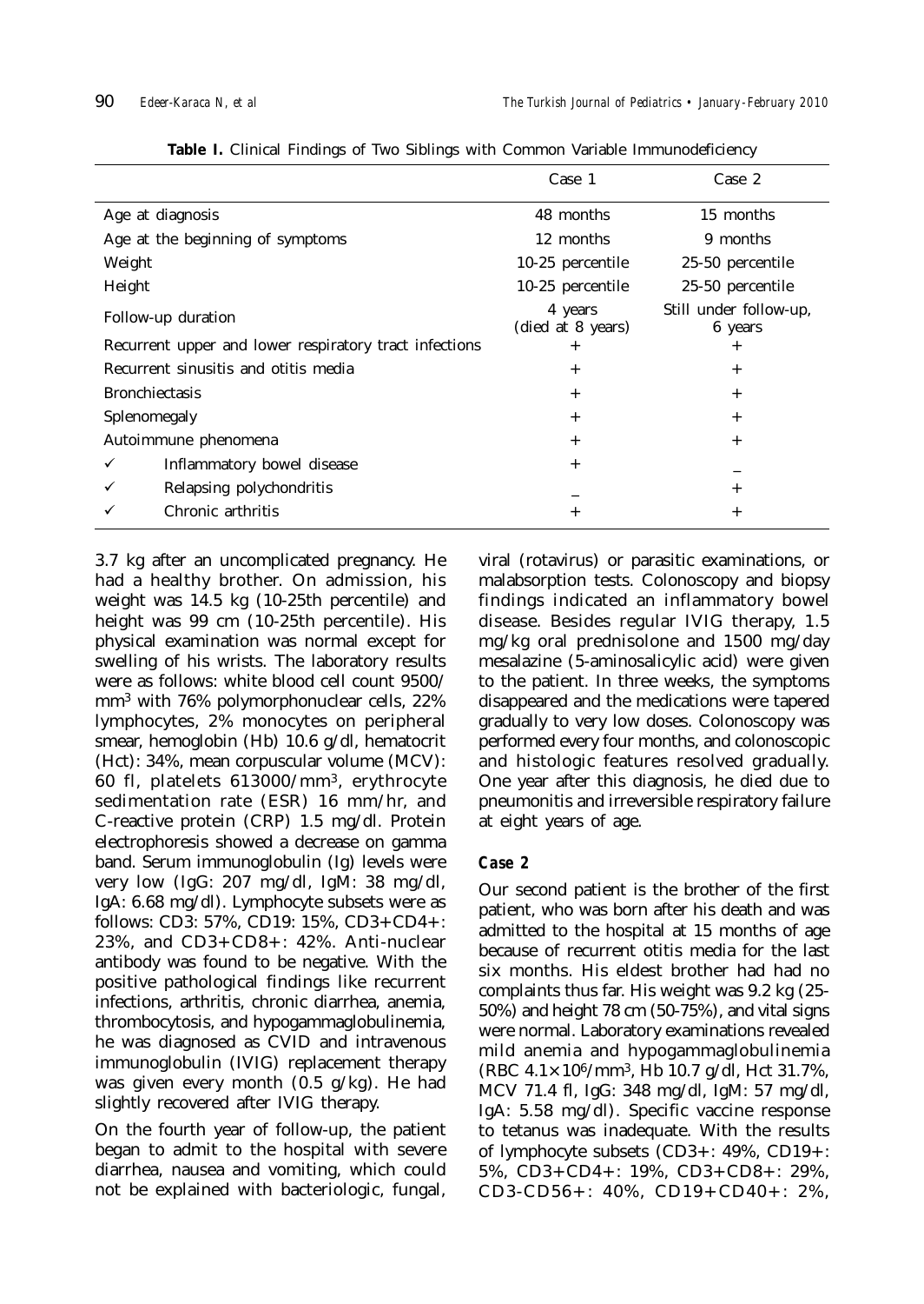**Table I.** Clinical Findings of Two Siblings with Common Variable Immunodeficiency

| | Case 1 | Case 2 |
|---|---|---|
| Age at diagnosis | 48 months | 15 months |
| Age at the beginning of symptoms | 12 months | 9 months |
| Weight | 10-25 percentile | 25-50 percentile |
| Height | 10-25 percentile | 25-50 percentile |
| Follow-up duration | 4 years (died at 8 years) | Still under follow-up, 6 years |
| Recurrent upper and lower respiratory tract infections | + | + |
| Recurrent sinusitis and otitis media | + | + |
| Bronchiectasis | + | + |
| Splenomegaly | + | + |
| Autoimmune phenomena | + | + |
| ✓ Inflammatory bowel disease | + | _ |
| ✓ Relapsing polychondritis | _ | + |
| ✓ Chronic arthritis | + | + |

3.7 kg after an uncomplicated pregnancy. He had a healthy brother. On admission, his weight was 14.5 kg (10-25th percentile) and height was 99 cm (10-25th percentile). His physical examination was normal except for swelling of his wrists. The laboratory results were as follows: white blood cell count 9500/mm$^3$ with 76% polymorphonuclear cells, 22% lymphocytes, 2% monocytes on peripheral smear, hemoglobin (Hb) 10.6 g/dl, hematocrit (Hct): 34%, mean corpuscular volume (MCV): 60 fl, platelets 613000/mm$^3$, erythrocyte sedimentation rate (ESR) 16 mm/hr, and C-reactive protein (CRP) 1.5 mg/dl. Protein electrophoresis showed a decrease on gamma band. Serum immunoglobulin (Ig) levels were very low (IgG: 207 mg/dl, IgM: 38 mg/dl, IgA: 6.68 mg/dl). Lymphocyte subsets were as follows: CD3: 57%, CD19: 15%, CD3+CD4+: 23%, and CD3+CD8+: 42%. Anti-nuclear antibody was found to be negative. With the positive pathological findings like recurrent infections, arthritis, chronic diarrhea, anemia, thrombocytosis, and hypogammaglobulinemia, he was diagnosed as CVID and intravenous immunoglobulin (IVIG) replacement therapy was given every month (0.5 g/kg). He had slightly recovered after IVIG therapy.

On the fourth year of follow-up, the patient began to admit to the hospital with severe diarrhea, nausea and vomiting, which could not be explained with bacteriologic, fungal, viral (rotavirus) or parasitic examinations, or malabsorption tests. Colonoscopy and biopsy findings indicated an inflammatory bowel disease. Besides regular IVIG therapy, 1.5 mg/kg oral prednisolone and 1500 mg/day mesalazine (5-aminosalicylic acid) were given to the patient. In three weeks, the symptoms disappeared and the medications were tapered gradually to very low doses. Colonoscopy was performed every four months, and colonoscopic and histologic features resolved gradually. One year after this diagnosis, he died due to pneumonitis and irreversible respiratory failure at eight years of age.

### Case 2

Our second patient is the brother of the first patient, who was born after his death and was admitted to the hospital at 15 months of age because of recurrent otitis media for the last six months. His eldest brother had had no complaints thus far. His weight was 9.2 kg (25-50%) and height 78 cm (50-75%), and vital signs were normal. Laboratory examinations revealed mild anemia and hypogammaglobulinemia (RBC $4.1\times10^6$/mm$^3$, Hb 10.7 g/dl, Hct 31.7%, MCV 71.4 fl, IgG: 348 mg/dl, IgM: 57 mg/dl, IgA: 5.58 mg/dl). Specific vaccine response to tetanus was inadequate. With the results of lymphocyte subsets (CD3+: 49%, CD19+: 5%, CD3+CD4+: 19%, CD3+CD8+: 29%, CD3-CD56+: 40%, CD19+CD40+: 2%,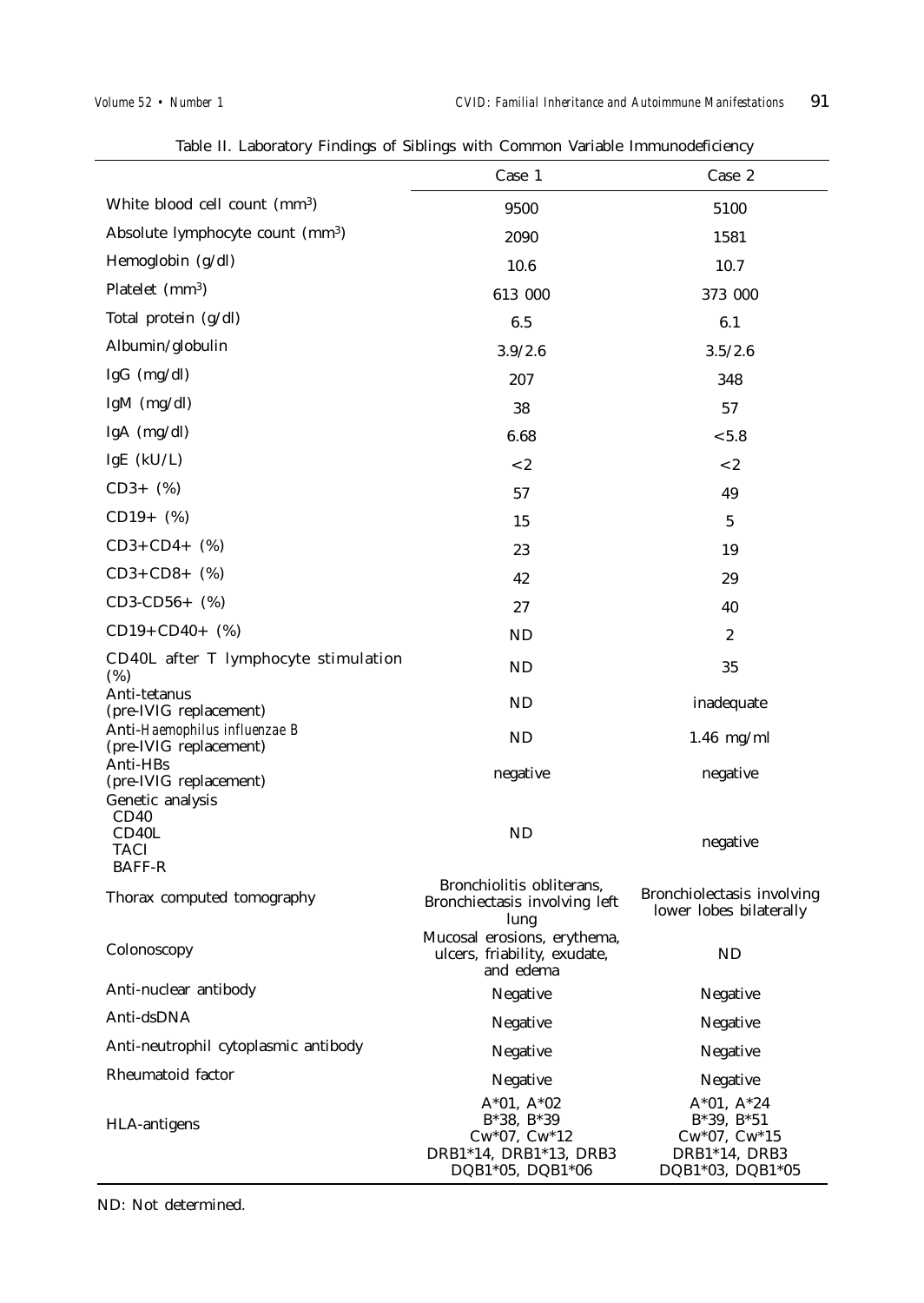Table II. Laboratory Findings of Siblings with Common Variable Immunodeficiency

| | Case 1 | Case 2 |
|---|---|---|
| White blood cell count ($mm^3$) | 9500 | 5100 |
| Absolute lymphocyte count ($mm^3$) | 2090 | 1581 |
| Hemoglobin (g/dl) | 10.6 | 10.7 |
| Platelet ($mm^3$) | 613 000 | 373 000 |
| Total protein (g/dl) | 6.5 | 6.1 |
| Albumin/globulin | 3.9/2.6 | 3.5/2.6 |
| IgG (mg/dl) | 207 | 348 |
| IgM (mg/dl) | 38 | 57 |
| IgA (mg/dl) | 6.68 | <5.8 |
| IgE (kU/L) | <2 | <2 |
| CD3+ (%) | 57 | 49 |
| CD19+ (%) | 15 | 5 |
| CD3+CD4+ (%) | 23 | 19 |
| CD3+CD8+ (%) | 42 | 29 |
| CD3-CD56+ (%) | 27 | 40 |
| CD19+CD40+ (%) | ND | 2 |
| CD40L after T lymphocyte stimulation (%) | ND | 35 |
| Anti-tetanus (pre-IVIG replacement) | ND | inadequate |
| Anti-*Haemophilus influenzae B* (pre-IVIG replacement) | ND | 1.46 mg/ml |
| Anti-HBs (pre-IVIG replacement) | negative | negative |
| Genetic analysis CD40 CD40L TACI BAFF-R | ND | negative |
| Thorax computed tomography | Bronchiolitis obliterans, Bronchiectasis involving left lung | Bronchiolectasis involving lower lobes bilaterally |
| Colonoscopy | Mucosal erosions, erythema, ulcers, friability, exudate, and edema | ND |
| Anti-nuclear antibody | Negative | Negative |
| Anti-dsDNA | Negative | Negative |
| Anti-neutrophil cytoplasmic antibody | Negative | Negative |
| Rheumatoid factor | Negative | Negative |
| HLA-antigens | A*01, A*02<br>B*38, B*39<br>Cw*07, Cw*12<br>DRB1*14, DRB1*13, DRB3<br>DQB1*05, DQB1*06 | A*01, A*24<br>B*39, B*51<br>Cw*07, Cw*15<br>DRB1*14, DRB3<br>DQB1*03, DQB1*05 |

ND: Not determined.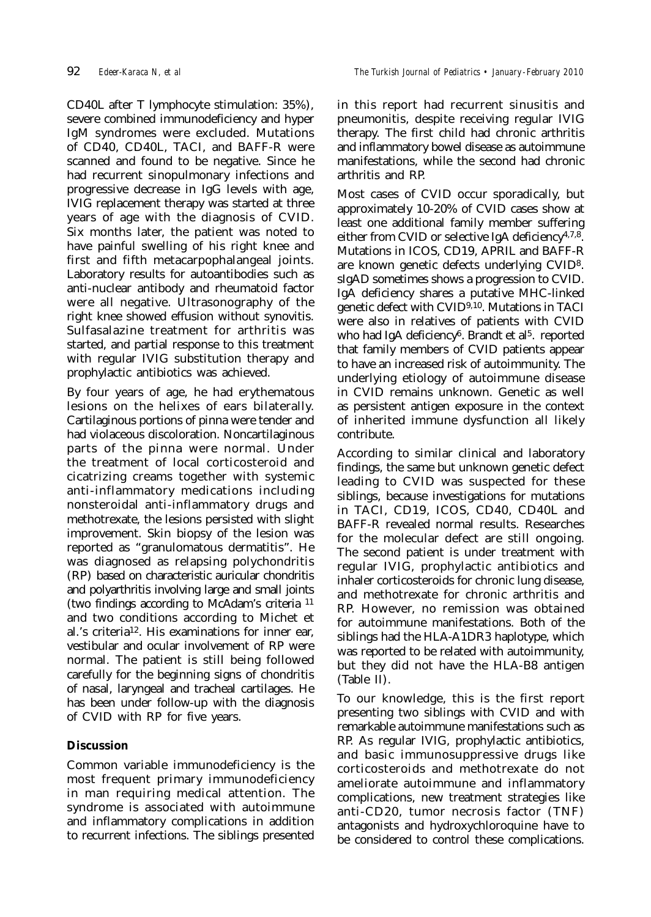CD40L after T lymphocyte stimulation: 35%), severe combined immunodeficiency and hyper IgM syndromes were excluded. Mutations of CD40, CD40L, TACI, and BAFF-R were scanned and found to be negative. Since he had recurrent sinopulmonary infections and progressive decrease in IgG levels with age, IVIG replacement therapy was started at three years of age with the diagnosis of CVID. Six months later, the patient was noted to have painful swelling of his right knee and first and fifth metacarpophalangeal joints. Laboratory results for autoantibodies such as anti-nuclear antibody and rheumatoid factor were all negative. Ultrasonography of the right knee showed effusion without synovitis. Sulfasalazine treatment for arthritis was started, and partial response to this treatment with regular IVIG substitution therapy and prophylactic antibiotics was achieved.

By four years of age, he had erythematous lesions on the helixes of ears bilaterally. Cartilaginous portions of pinna were tender and had violaceous discoloration. Noncartilaginous parts of the pinna were normal. Under the treatment of local corticosteroid and cicatrizing creams together with systemic anti-inflammatory medications including nonsteroidal anti-inflammatory drugs and methotrexate, the lesions persisted with slight improvement. Skin biopsy of the lesion was reported as "granulomatous dermatitis". He was diagnosed as relapsing polychondritis (RP) based on characteristic auricular chondritis and polyarthritis involving large and small joints (two findings according to McAdam's criteria [11] and two conditions according to Michet et al.'s criteria[12]. His examinations for inner ear, vestibular and ocular involvement of RP were normal. The patient is still being followed carefully for the beginning signs of chondritis of nasal, laryngeal and tracheal cartilages. He has been under follow-up with the diagnosis of CVID with RP for five years.

## Discussion

Common variable immunodeficiency is the most frequent primary immunodeficiency in man requiring medical attention. The syndrome is associated with autoimmune and inflammatory complications in addition to recurrent infections. The siblings presented in this report had recurrent sinusitis and pneumonitis, despite receiving regular IVIG therapy. The first child had chronic arthritis and inflammatory bowel disease as autoimmune manifestations, while the second had chronic arthritis and RP.

Most cases of CVID occur sporadically, but approximately 10-20% of CVID cases show at least one additional family member suffering either from CVID or selective IgA deficiency[4,7,8]. Mutations in ICOS, CD19, APRIL and BAFF-R are known genetic defects underlying CVID[8]. sIgAD sometimes shows a progression to CVID. IgA deficiency shares a putative MHC-linked genetic defect with CVID[9,10]. Mutations in TACI were also in relatives of patients with CVID who had IgA deficiency[6]. Brandt et al[5]. reported that family members of CVID patients appear to have an increased risk of autoimmunity. The underlying etiology of autoimmune disease in CVID remains unknown. Genetic as well as persistent antigen exposure in the context of inherited immune dysfunction all likely contribute.

According to similar clinical and laboratory findings, the same but unknown genetic defect leading to CVID was suspected for these siblings, because investigations for mutations in TACI, CD19, ICOS, CD40, CD40L and BAFF-R revealed normal results. Researches for the molecular defect are still ongoing. The second patient is under treatment with regular IVIG, prophylactic antibiotics and inhaler corticosteroids for chronic lung disease, and methotrexate for chronic arthritis and RP. However, no remission was obtained for autoimmune manifestations. Both of the siblings had the HLA-A1DR3 haplotype, which was reported to be related with autoimmunity, but they did not have the HLA-B8 antigen (Table II).

To our knowledge, this is the first report presenting two siblings with CVID and with remarkable autoimmune manifestations such as RP. As regular IVIG, prophylactic antibiotics, and basic immunosuppressive drugs like corticosteroids and methotrexate do not ameliorate autoimmune and inflammatory complications, new treatment strategies like anti-CD20, tumor necrosis factor (TNF) antagonists and hydroxychloroquine have to be considered to control these complications.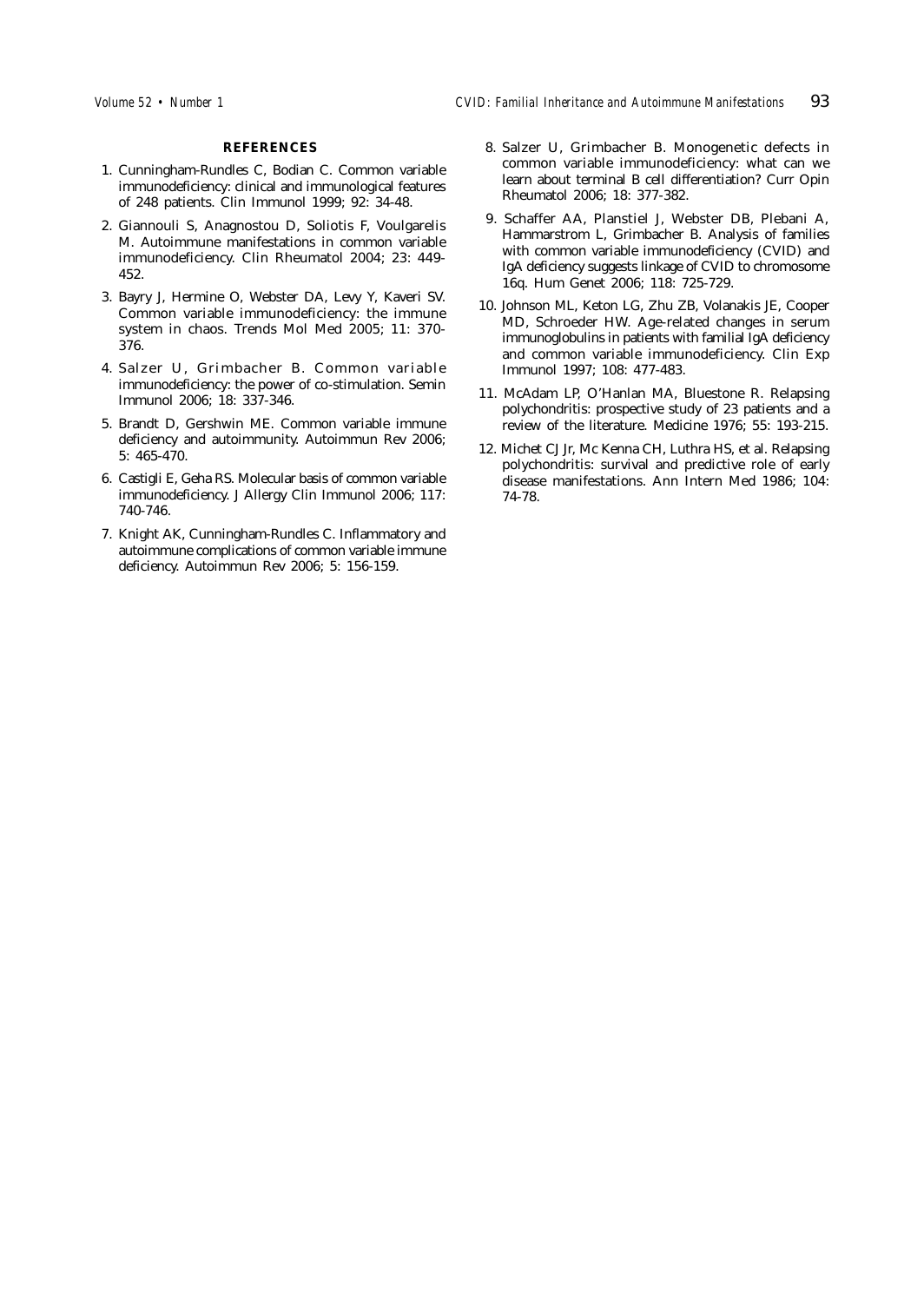## REFERENCES

1. Cunningham-Rundles C, Bodian C. Common variable immunodeficiency: clinical and immunological features of 248 patients. Clin Immunol 1999; 92: 34-48.
2. Giannouli S, Anagnostou D, Soliotis F, Voulgarelis M. Autoimmune manifestations in common variable immunodeficiency. Clin Rheumatol 2004; 23: 449-452.
3. Bayry J, Hermine O, Webster DA, Levy Y, Kaveri SV. Common variable immunodeficiency: the immune system in chaos. Trends Mol Med 2005; 11: 370-376.
4. Salzer U, Grimbacher B. Common variable immunodeficiency: the power of co-stimulation. Semin Immunol 2006; 18: 337-346.
5. Brandt D, Gershwin ME. Common variable immune deficiency and autoimmunity. Autoimmun Rev 2006; 5: 465-470.
6. Castigli E, Geha RS. Molecular basis of common variable immunodeficiency. J Allergy Clin Immunol 2006; 117: 740-746.
7. Knight AK, Cunningham-Rundles C. Inflammatory and autoimmune complications of common variable immune deficiency. Autoimmun Rev 2006; 5: 156-159.
8. Salzer U, Grimbacher B. Monogenetic defects in common variable immunodeficiency: what can we learn about terminal B cell differentiation? Curr Opin Rheumatol 2006; 18: 377-382.
9. Schaffer AA, Planstiel J, Webster DB, Plebani A, Hammarstrom L, Grimbacher B. Analysis of families with common variable immunodeficiency (CVID) and IgA deficiency suggests linkage of CVID to chromosome 16q. Hum Genet 2006; 118: 725-729.
10. Johnson ML, Keton LG, Zhu ZB, Volanakis JE, Cooper MD, Schroeder HW. Age-related changes in serum immunoglobulins in patients with familial IgA deficiency and common variable immunodeficiency. Clin Exp Immunol 1997; 108: 477-483.
11. McAdam LP, O'Hanlan MA, Bluestone R. Relapsing polychondritis: prospective study of 23 patients and a review of the literature. Medicine 1976; 55: 193-215.
12. Michet CJ Jr, Mc Kenna CH, Luthra HS, et al. Relapsing polychondritis: survival and predictive role of early disease manifestations. Ann Intern Med 1986; 104: 74-78.